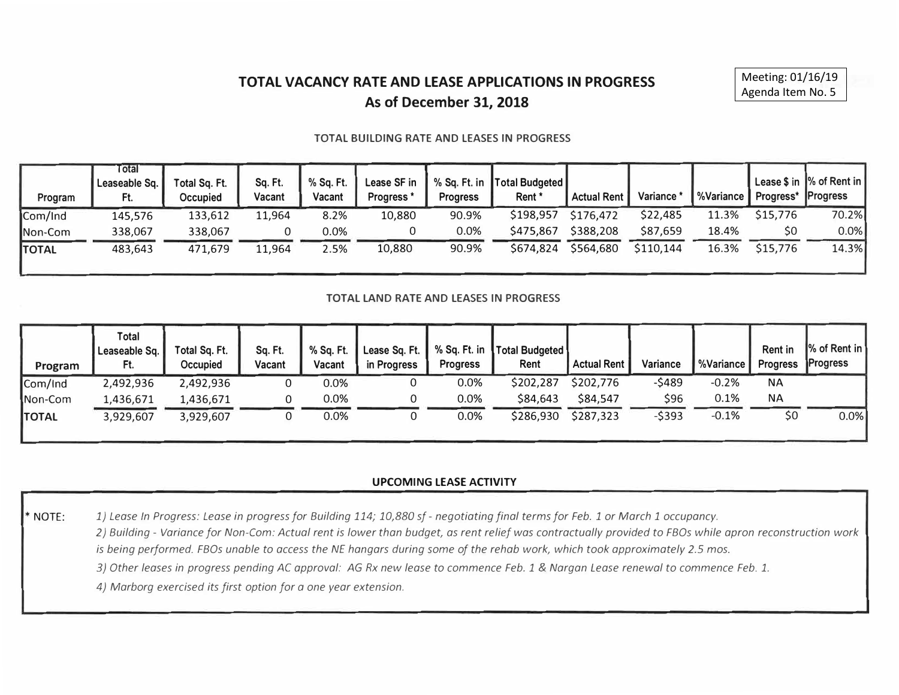Meeting: 01/16/19
Agenda Item No. 5

# TOTAL VACANCY RATE AND LEASE APPLICATIONS IN PROGRESS
## As of December 31, 2018

### TOTAL BUILDING RATE AND LEASES IN PROGRESS

| Program | Total Leaseable Sq. Ft. | Total Sq. Ft. Occupied | Sq. Ft. Vacant | % Sq. Ft. Vacant | Lease SF in Progress * | % Sq. Ft. in Progress | Total Budgeted Rent * | Actual Rent | Variance * | %Variance | Lease $ in Progress* | % of Rent in Progress |
|---|---|---|---|---|---|---|---|---|---|---|---|---|
| Com/Ind | 145,576 | 133,612 | 11,964 | 8.2% | 10,880 | 90.9% | $198,957 | $176,472 | $22,485 | 11.3% | $15,776 | 70.2% |
| Non-Com | 338,067 | 338,067 | 0 | 0.0% | 0 | 0.0% | $475,867 | $388,208 | $87,659 | 18.4% | $0 | 0.0% |
| **TOTAL** | 483,643 | 471,679 | 11,964 | 2.5% | 10,880 | 90.9% | $674,824 | $564,680 | $110,144 | 16.3% | $15,776 | 14.3% |

### TOTAL LAND RATE AND LEASES IN PROGRESS

| Program | Total Leaseable Sq. Ft. | Total Sq. Ft. Occupied | Sq. Ft. Vacant | % Sq. Ft. Vacant | Lease Sq. Ft. in Progress | % Sq. Ft. in Progress | Total Budgeted Rent | Actual Rent | Variance | %Variance | Rent in Progress | % of Rent in Progress |
|---|---|---|---|---|---|---|---|---|---|---|---|---|
| Com/Ind | 2,492,936 | 2,492,936 | 0 | 0.0% | 0 | 0.0% | $202,287 | $202,776 | -$489 | -0.2% | NA | |
| Non-Com | 1,436,671 | 1,436,671 | 0 | 0.0% | 0 | 0.0% | $84,643 | $84,547 | $96 | 0.1% | NA | |
| **TOTAL** | 3,929,607 | 3,929,607 | 0 | 0.0% | 0 | 0.0% | $286,930 | $287,323 | -$393 | -0.1% | $0 | 0.0% |

### UPCOMING LEASE ACTIVITY

\* NOTE:

*1) Lease In Progress: Lease in progress for Building 114; 10,880 sf - negotiating final terms for Feb. 1 or March 1 occupancy.*

*2) Building - Variance for Non-Com: Actual rent is lower than budget, as rent relief was contractually provided to FBOs while apron reconstruction work is being performed. FBOs unable to access the NE hangars during some of the rehab work, which took approximately 2.5 mos.*

*3) Other leases in progress pending AC approval: AG Rx new lease to commence Feb. 1 & Nargan Lease renewal to commence Feb. 1.*

*4) Marborg exercised its first option for a one year extension.*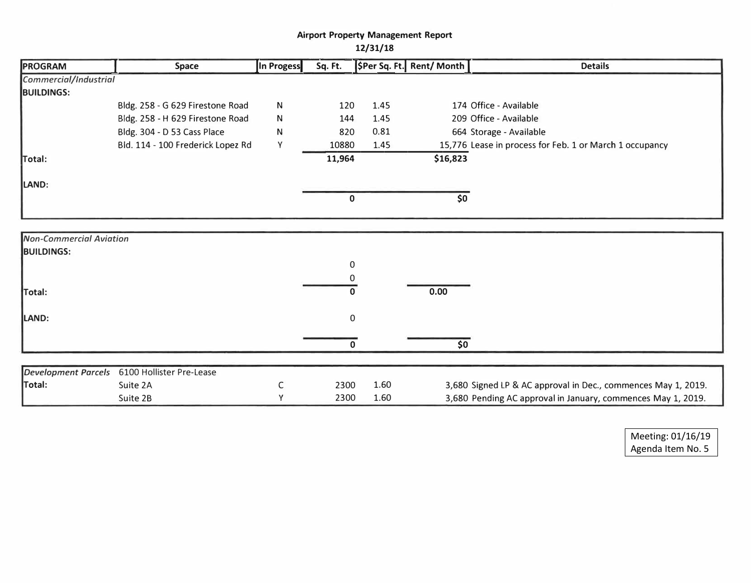# Airport Property Management Report

**12/31/18**

| PROGRAM | Space | In Progess | Sq. Ft. | $Per Sq. Ft. | Rent/ Month | Details |
|---|---|---|---|---|---|---|
| *Commercial/Industrial* | | | | | | |
| **BUILDINGS:** | | | | | | |
| | Bldg. 258 - G 629 Firestone Road | N | 120 | 1.45 | 174 | Office - Available |
| | Bldg. 258 - H 629 Firestone Road | N | 144 | 1.45 | 209 | Office - Available |
| | Bldg. 304 - D 53 Cass Place | N | 820 | 0.81 | 664 | Storage - Available |
| | Bld. 114 - 100 Frederick Lopez Rd | Y | 10880 | 1.45 | 15,776 | Lease in process for Feb. 1 or March 1 occupancy |
| **Total:** | | | **11,964** | | **$16,823** | |
| **LAND:** | | | | | | |
| | | | **0** | | **$0** | |

| PROGRAM | Space | In Progess | Sq. Ft. | $Per Sq. Ft. | Rent/ Month | Details |
|---|---|---|---|---|---|---|
| *Non-Commercial Aviation* | | | | | | |
| **BUILDINGS:** | | | | | | |
| | | | 0 | | | |
| | | | 0 | | | |
| **Total:** | | | **0** | | **0.00** | |
| **LAND:** | | | 0 | | | |
| | | | **0** | | **$0** | |

| PROGRAM | Space | In Progess | Sq. Ft. | $Per Sq. Ft. | Rent/ Month | Details |
|---|---|---|---|---|---|---|
| *Development Parcels* | 6100 Hollister Pre-Lease | | | | | |
| **Total:** | Suite 2A | C | 2300 | 1.60 | 3,680 | Signed LP & AC approval in Dec., commences May 1, 2019. |
| | Suite 2B | Y | 2300 | 1.60 | 3,680 | Pending AC approval in January, commences May 1, 2019. |

Meeting: 01/16/19
Agenda Item No. 5